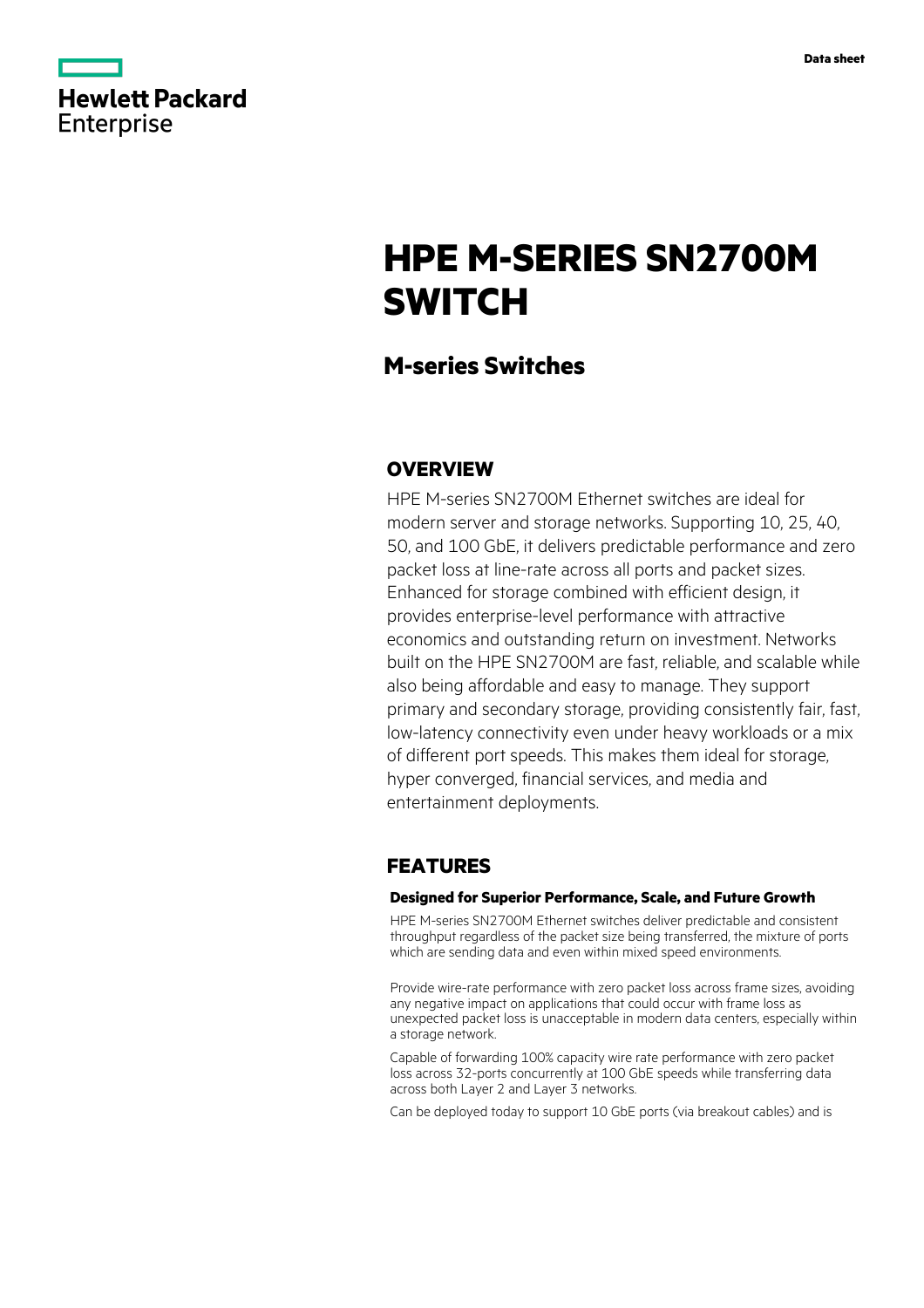Hewlett Packard Enterprise

Data sheet

# HPE M-SERIES SN2700M SWITCH

## M-series Switches

## OVERVIEW

HPE M-series SN2700M Ethernet switches are ideal for modern server and storage networks. Supporting 10, 25, 40, 50, and 100 GbE, it delivers predictable performance and zero packet loss at line-rate across all ports and packet sizes. Enhanced for storage combined with efficient design, it provides enterprise-level performance with attractive economics and outstanding return on investment. Networks built on the HPE SN2700M are fast, reliable, and scalable while also being affordable and easy to manage. They support primary and secondary storage, providing consistently fair, fast, low-latency connectivity even under heavy workloads or a mix of different port speeds. This makes them ideal for storage, hyper converged, financial services, and media and entertainment deployments.

## FEATURES

### Designed for Superior Performance, Scale, and Future Growth

HPE M-series SN2700M Ethernet switches deliver predictable and consistent throughput regardless of the packet size being transferred, the mixture of ports which are sending data and even within mixed speed environments.

Provide wire-rate performance with zero packet loss across frame sizes, avoiding any negative impact on applications that could occur with frame loss as unexpected packet loss is unacceptable in modern data centers, especially within a storage network.

Capable of forwarding 100% capacity wire rate performance with zero packet loss across 32-ports concurrently at 100 GbE speeds while transferring data across both Layer 2 and Layer 3 networks.

Can be deployed today to support 10 GbE ports (via breakout cables) and is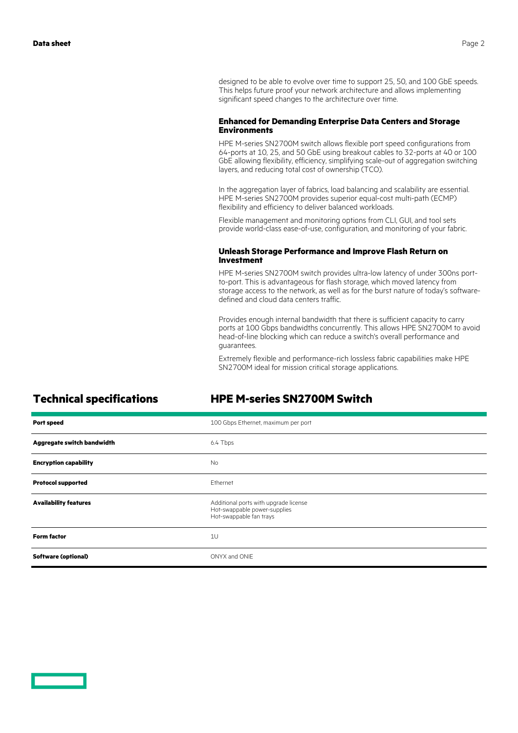designed to be able to evolve over time to support 25, 50, and 100 GbE speeds. This helps future proof your network architecture and allows implementing significant speed changes to the architecture over time.

### Enhanced for Demanding Enterprise Data Centers and Storage Environments

HPE M-series SN2700M switch allows flexible port speed configurations from 64-ports at 10, 25, and 50 GbE using breakout cables to 32-ports at 40 or 100 GbE allowing flexibility, efficiency, simplifying scale-out of aggregation switching layers, and reducing total cost of ownership (TCO).

In the aggregation layer of fabrics, load balancing and scalability are essential. HPE M-series SN2700M provides superior equal-cost multi-path (ECMP) flexibility and efficiency to deliver balanced workloads.

Flexible management and monitoring options from CLI, GUI, and tool sets provide world-class ease-of-use, configuration, and monitoring of your fabric.

### Unleash Storage Performance and Improve Flash Return on Investment

HPE M-series SN2700M switch provides ultra-low latency of under 300ns port-to-port. This is advantageous for flash storage, which moved latency from storage access to the network, as well as for the burst nature of today's software-defined and cloud data centers traffic.

Provides enough internal bandwidth that there is sufficient capacity to carry ports at 100 Gbps bandwidths concurrently. This allows HPE SN2700M to avoid head-of-line blocking which can reduce a switch's overall performance and guarantees.

Extremely flexible and performance-rich lossless fabric capabilities make HPE SN2700M ideal for mission critical storage applications.

## Technical specifications

## HPE M-series SN2700M Switch

| | |
|---|---|
| **Port speed** | 100 Gbps Ethernet, maximum per port |
| **Aggregate switch bandwidth** | 6.4 Tbps |
| **Encryption capability** | No |
| **Protocol supported** | Ethernet |
| **Availability features** | Additional ports with upgrade license<br>Hot-swappable power-supplies<br>Hot-swappable fan trays |
| **Form factor** | 1U |
| **Software (optional)** | ONYX and ONIE |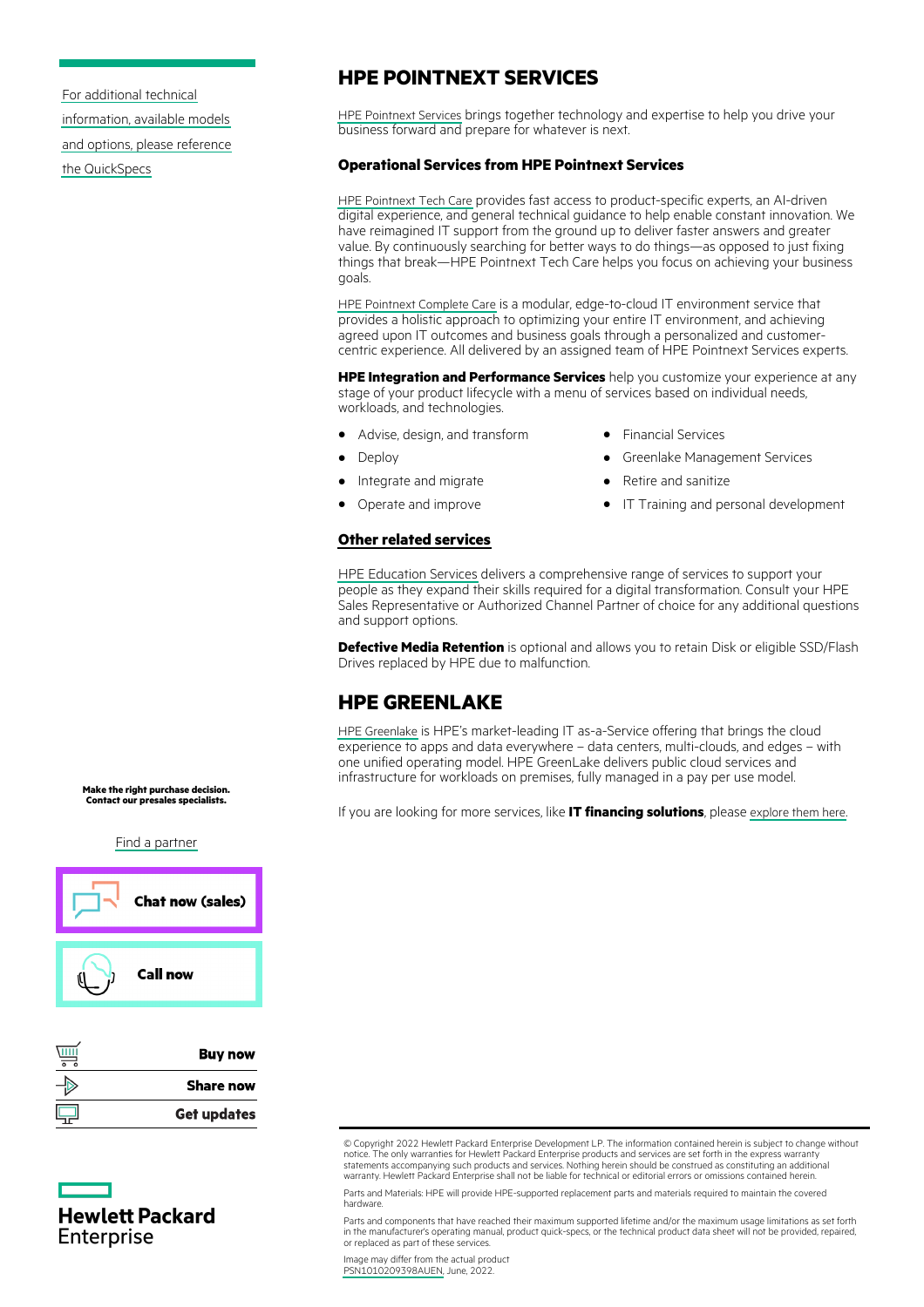For additional technical information, available models and options, please reference the QuickSpecs

# HPE POINTNEXT SERVICES

HPE Pointnext Services brings together technology and expertise to help you drive your business forward and prepare for whatever is next.

### Operational Services from HPE Pointnext Services

HPE Pointnext Tech Care provides fast access to product-specific experts, an AI-driven digital experience, and general technical guidance to help enable constant innovation. We have reimagined IT support from the ground up to deliver faster answers and greater value. By continuously searching for better ways to do things—as opposed to just fixing things that break—HPE Pointnext Tech Care helps you focus on achieving your business goals.

HPE Pointnext Complete Care is a modular, edge-to-cloud IT environment service that provides a holistic approach to optimizing your entire IT environment, and achieving agreed upon IT outcomes and business goals through a personalized and customer-centric experience. All delivered by an assigned team of HPE Pointnext Services experts.

**HPE Integration and Performance Services** help you customize your experience at any stage of your product lifecycle with a menu of services based on individual needs, workloads, and technologies.

- Advise, design, and transform
- Deploy
- Integrate and migrate
- Operate and improve
- Financial Services
- Greenlake Management Services
- Retire and sanitize
- IT Training and personal development

### Other related services

HPE Education Services delivers a comprehensive range of services to support your people as they expand their skills required for a digital transformation. Consult your HPE Sales Representative or Authorized Channel Partner of choice for any additional questions and support options.

**Defective Media Retention** is optional and allows you to retain Disk or eligible SSD/Flash Drives replaced by HPE due to malfunction.

# HPE GREENLAKE

HPE Greenlake is HPE's market-leading IT as-a-Service offering that brings the cloud experience to apps and data everywhere – data centers, multi-clouds, and edges – with one unified operating model. HPE GreenLake delivers public cloud services and infrastructure for workloads on premises, fully managed in a pay per use model.

If you are looking for more services, like **IT financing solutions**, please explore them here.

**Make the right purchase decision. Contact our presales specialists.**

Find a partner

**Chat now (sales)**

**Call now**

**Buy now**

**Share now**

**Get updates**

Hewlett Packard Enterprise

© Copyright 2022 Hewlett Packard Enterprise Development LP. The information contained herein is subject to change without notice. The only warranties for Hewlett Packard Enterprise products and services are set forth in the express warranty statements accompanying such products and services. Nothing herein should be construed as constituting an additional warranty. Hewlett Packard Enterprise shall not be liable for technical or editorial errors or omissions contained herein.

Parts and Materials: HPE will provide HPE-supported replacement parts and materials required to maintain the covered hardware.

Parts and components that have reached their maximum supported lifetime and/or the maximum usage limitations as set forth in the manufacturer's operating manual, product quick-specs, or the technical product data sheet will not be provided, repaired, or replaced as part of these services.

Image may differ from the actual product

PSN1010209398AUEN, June, 2022.